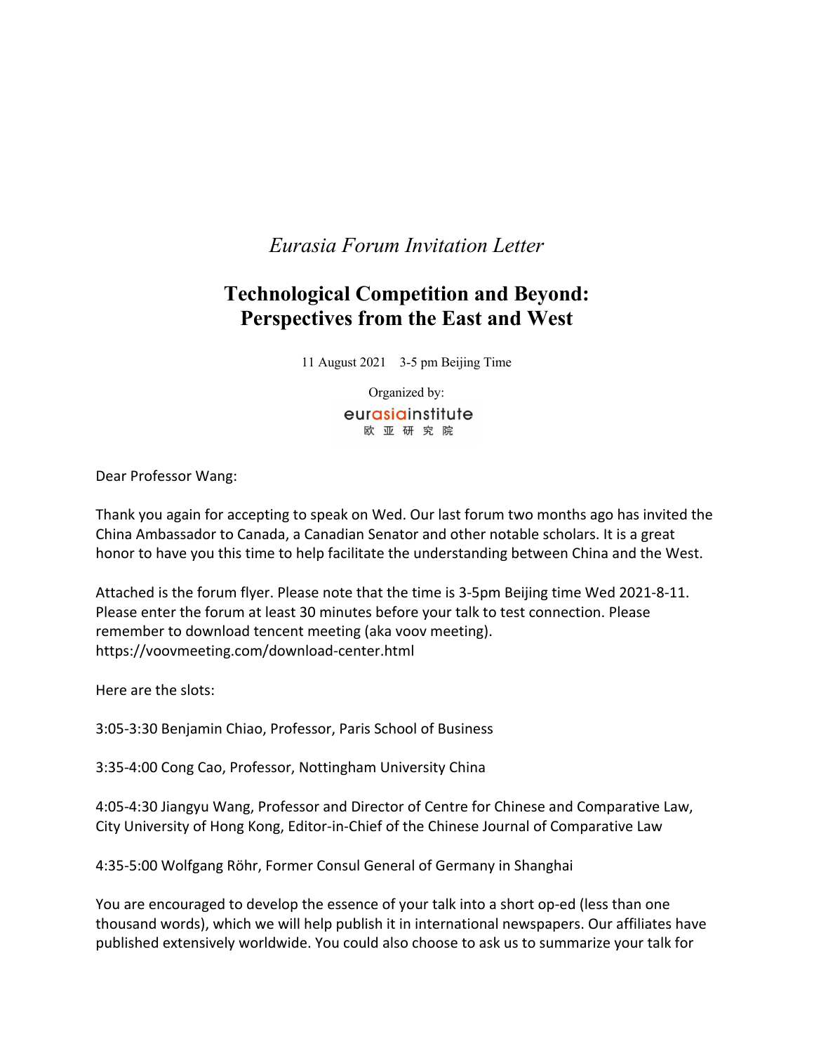*Eurasia Forum Invitation Letter*

# Technological Competition and Beyond: Perspectives from the East and West

11 August 2021 3-5 pm Beijing Time

Organized by:

eurasiainstitute
欧 亚 研 究 院

Dear Professor Wang:

Thank you again for accepting to speak on Wed. Our last forum two months ago has invited the China Ambassador to Canada, a Canadian Senator and other notable scholars. It is a great honor to have you this time to help facilitate the understanding between China and the West.

Attached is the forum flyer. Please note that the time is 3-5pm Beijing time Wed 2021-8-11. Please enter the forum at least 30 minutes before your talk to test connection. Please remember to download tencent meeting (aka voov meeting). https://voovmeeting.com/download-center.html

Here are the slots:

3:05-3:30 Benjamin Chiao, Professor, Paris School of Business

3:35-4:00 Cong Cao, Professor, Nottingham University China

4:05-4:30 Jiangyu Wang, Professor and Director of Centre for Chinese and Comparative Law, City University of Hong Kong, Editor-in-Chief of the Chinese Journal of Comparative Law

4:35-5:00 Wolfgang Röhr, Former Consul General of Germany in Shanghai

You are encouraged to develop the essence of your talk into a short op-ed (less than one thousand words), which we will help publish it in international newspapers. Our affiliates have published extensively worldwide. You could also choose to ask us to summarize your talk for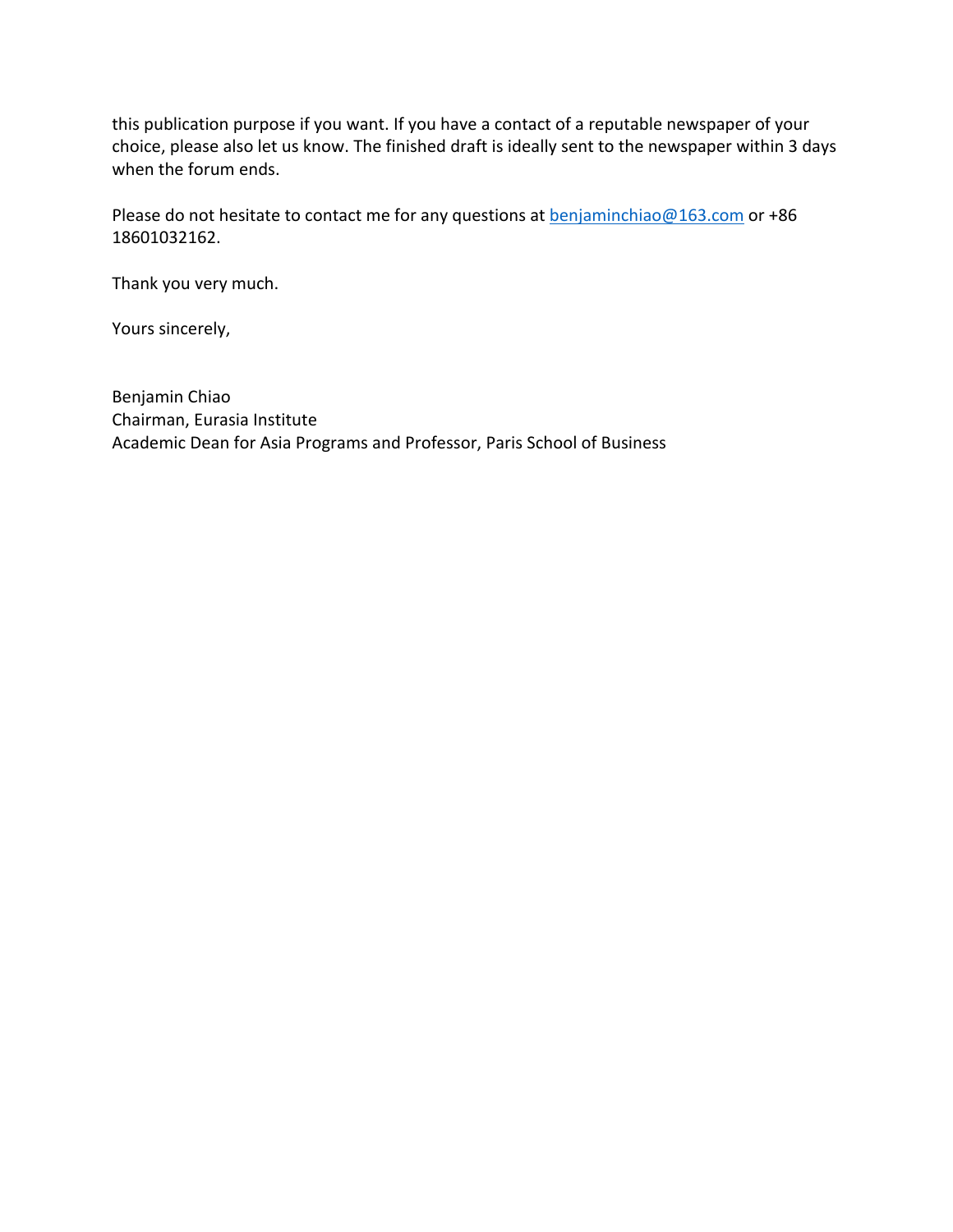this publication purpose if you want. If you have a contact of a reputable newspaper of your choice, please also let us know. The finished draft is ideally sent to the newspaper within 3 days when the forum ends.

Please do not hesitate to contact me for any questions at benjaminchiao@163.com or +86 18601032162.

Thank you very much.

Yours sincerely,

Benjamin Chiao
Chairman, Eurasia Institute
Academic Dean for Asia Programs and Professor, Paris School of Business